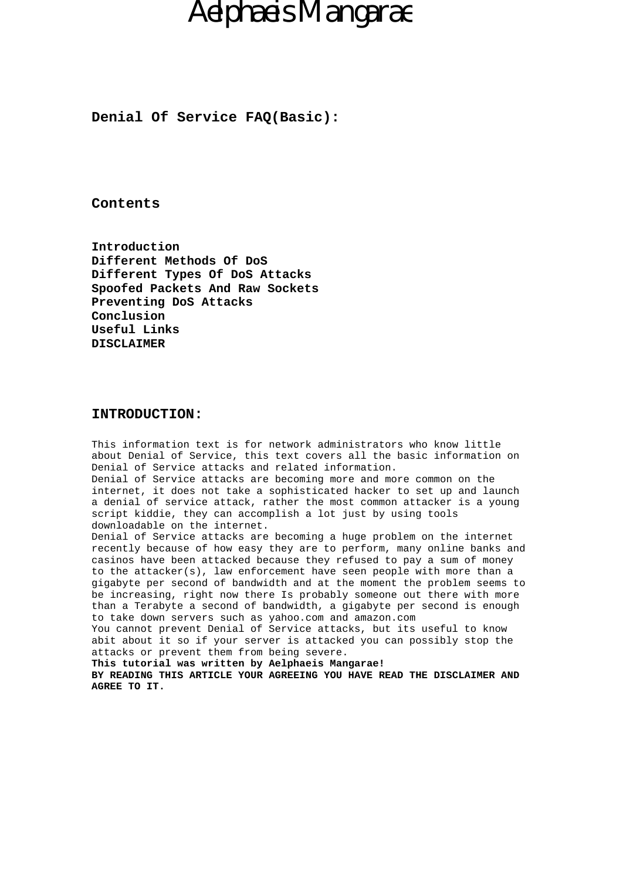# Aelphaeis Mangarae

## Denial Of Service FAQ(Basic):

## Contents

**Introduction**
**Different Methods Of DoS**
**Different Types Of DoS Attacks**
**Spoofed Packets And Raw Sockets**
**Preventing DoS Attacks**
**Conclusion**
**Useful Links**
**DISCLAIMER**

## INTRODUCTION:

This information text is for network administrators who know little about Denial of Service, this text covers all the basic information on Denial of Service attacks and related information.
Denial of Service attacks are becoming more and more common on the internet, it does not take a sophisticated hacker to set up and launch a denial of service attack, rather the most common attacker is a young script kiddie, they can accomplish a lot just by using tools downloadable on the internet.
Denial of Service attacks are becoming a huge problem on the internet recently because of how easy they are to perform, many online banks and casinos have been attacked because they refused to pay a sum of money to the attacker(s), law enforcement have seen people with more than a gigabyte per second of bandwidth and at the moment the problem seems to be increasing, right now there Is probably someone out there with more than a Terabyte a second of bandwidth, a gigabyte per second is enough to take down servers such as yahoo.com and amazon.com
You cannot prevent Denial of Service attacks, but its useful to know abit about it so if your server is attacked you can possibly stop the attacks or prevent them from being severe.
**This tutorial was written by Aelphaeis Mangarae!**
**BY READING THIS ARTICLE YOUR AGREEING YOU HAVE READ THE DISCLAIMER AND AGREE TO IT.**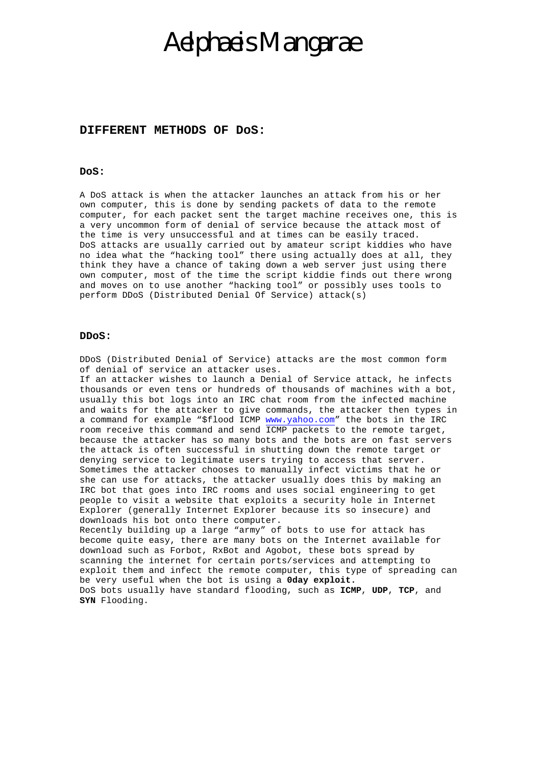## DIFFERENT METHODS OF DoS:

### DoS:

A DoS attack is when the attacker launches an attack from his or her own computer, this is done by sending packets of data to the remote computer, for each packet sent the target machine receives one, this is a very uncommon form of denial of service because the attack most of the time is very unsuccessful and at times can be easily traced. DoS attacks are usually carried out by amateur script kiddies who have no idea what the "hacking tool" there using actually does at all, they think they have a chance of taking down a web server just using there own computer, most of the time the script kiddie finds out there wrong and moves on to use another "hacking tool" or possibly uses tools to perform DDoS (Distributed Denial Of Service) attack(s)

### DDoS:

DDoS (Distributed Denial of Service) attacks are the most common form of denial of service an attacker uses.
If an attacker wishes to launch a Denial of Service attack, he infects thousands or even tens or hundreds of thousands of machines with a bot, usually this bot logs into an IRC chat room from the infected machine and waits for the attacker to give commands, the attacker then types in a command for example "$flood ICMP www.yahoo.com" the bots in the IRC room receive this command and send ICMP packets to the remote target, because the attacker has so many bots and the bots are on fast servers the attack is often successful in shutting down the remote target or denying service to legitimate users trying to access that server.
Sometimes the attacker chooses to manually infect victims that he or she can use for attacks, the attacker usually does this by making an IRC bot that goes into IRC rooms and uses social engineering to get people to visit a website that exploits a security hole in Internet Explorer (generally Internet Explorer because its so insecure) and downloads his bot onto there computer.
Recently building up a large "army" of bots to use for attack has become quite easy, there are many bots on the Internet available for download such as Forbot, RxBot and Agobot, these bots spread by scanning the internet for certain ports/services and attempting to exploit them and infect the remote computer, this type of spreading can be very useful when the bot is using a **0day exploit.**
DoS bots usually have standard flooding, such as **ICMP**, **UDP**, **TCP**, and **SYN** Flooding.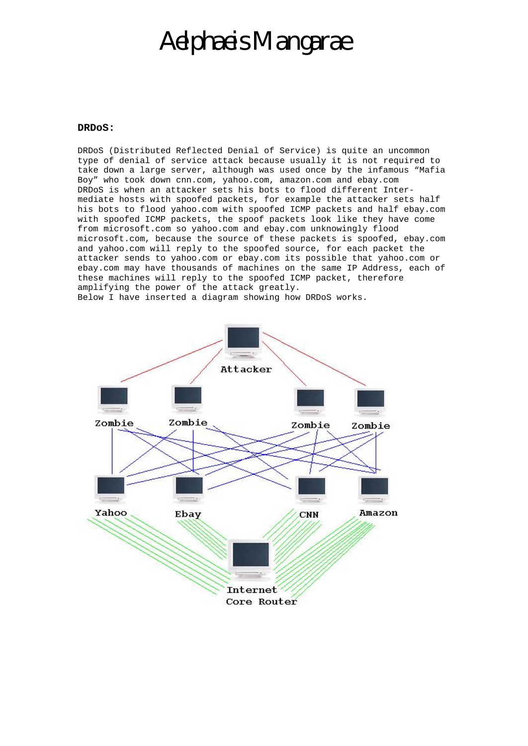**DRDoS:**

DRDoS (Distributed Reflected Denial of Service) is quite an uncommon type of denial of service attack because usually it is not required to take down a large server, although was used once by the infamous "Mafia Boy" who took down cnn.com, yahoo.com, amazon.com and ebay.com
DRDoS is when an attacker sets his bots to flood different Inter-mediate hosts with spoofed packets, for example the attacker sets half his bots to flood yahoo.com with spoofed ICMP packets and half ebay.com with spoofed ICMP packets, the spoof packets look like they have come from microsoft.com so yahoo.com and ebay.com unknowingly flood microsoft.com, because the source of these packets is spoofed, ebay.com and yahoo.com will reply to the spoofed source, for each packet the attacker sends to yahoo.com or ebay.com its possible that yahoo.com or ebay.com may have thousands of machines on the same IP Address, each of these machines will reply to the spoofed ICMP packet, therefore amplifying the power of the attack greatly.
Below I have inserted a diagram showing how DRDoS works.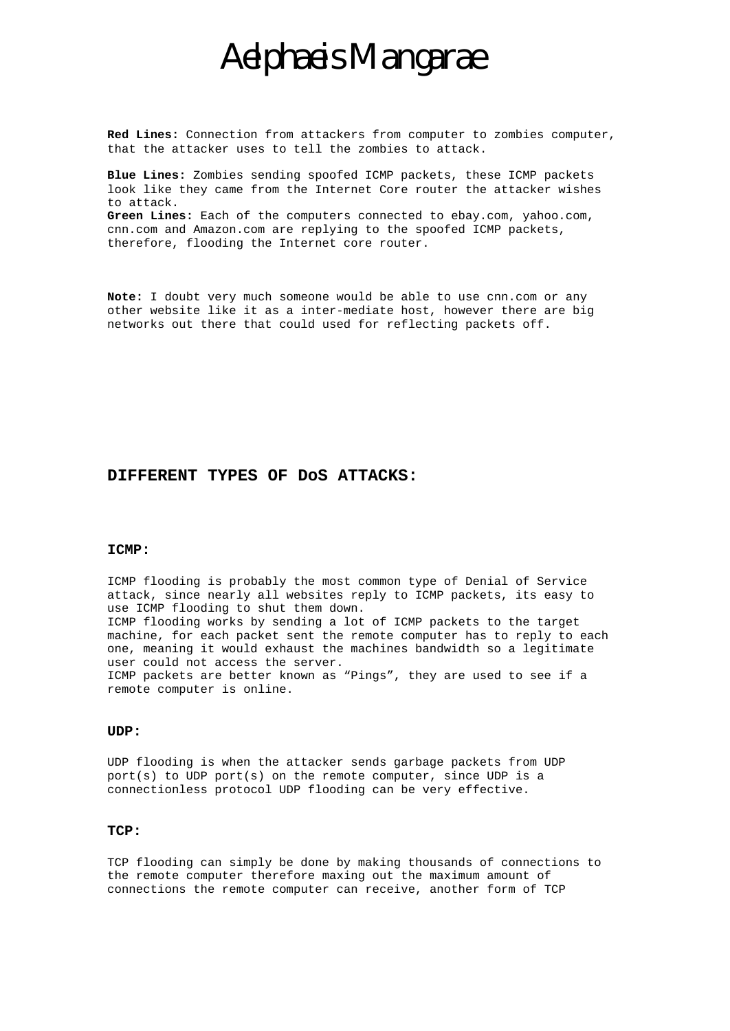**Red Lines:** Connection from attackers from computer to zombies computer, that the attacker uses to tell the zombies to attack.

**Blue Lines:** Zombies sending spoofed ICMP packets, these ICMP packets look like they came from the Internet Core router the attacker wishes to attack.
**Green Lines:** Each of the computers connected to ebay.com, yahoo.com, cnn.com and Amazon.com are replying to the spoofed ICMP packets, therefore, flooding the Internet core router.

**Note:** I doubt very much someone would be able to use cnn.com or any other website like it as a inter-mediate host, however there are big networks out there that could used for reflecting packets off.

## DIFFERENT TYPES OF DoS ATTACKS:

### ICMP:

ICMP flooding is probably the most common type of Denial of Service attack, since nearly all websites reply to ICMP packets, its easy to use ICMP flooding to shut them down.
ICMP flooding works by sending a lot of ICMP packets to the target machine, for each packet sent the remote computer has to reply to each one, meaning it would exhaust the machines bandwidth so a legitimate user could not access the server.
ICMP packets are better known as "Pings", they are used to see if a remote computer is online.

### UDP:

UDP flooding is when the attacker sends garbage packets from UDP port(s) to UDP port(s) on the remote computer, since UDP is a connectionless protocol UDP flooding can be very effective.

### TCP:

TCP flooding can simply be done by making thousands of connections to the remote computer therefore maxing out the maximum amount of connections the remote computer can receive, another form of TCP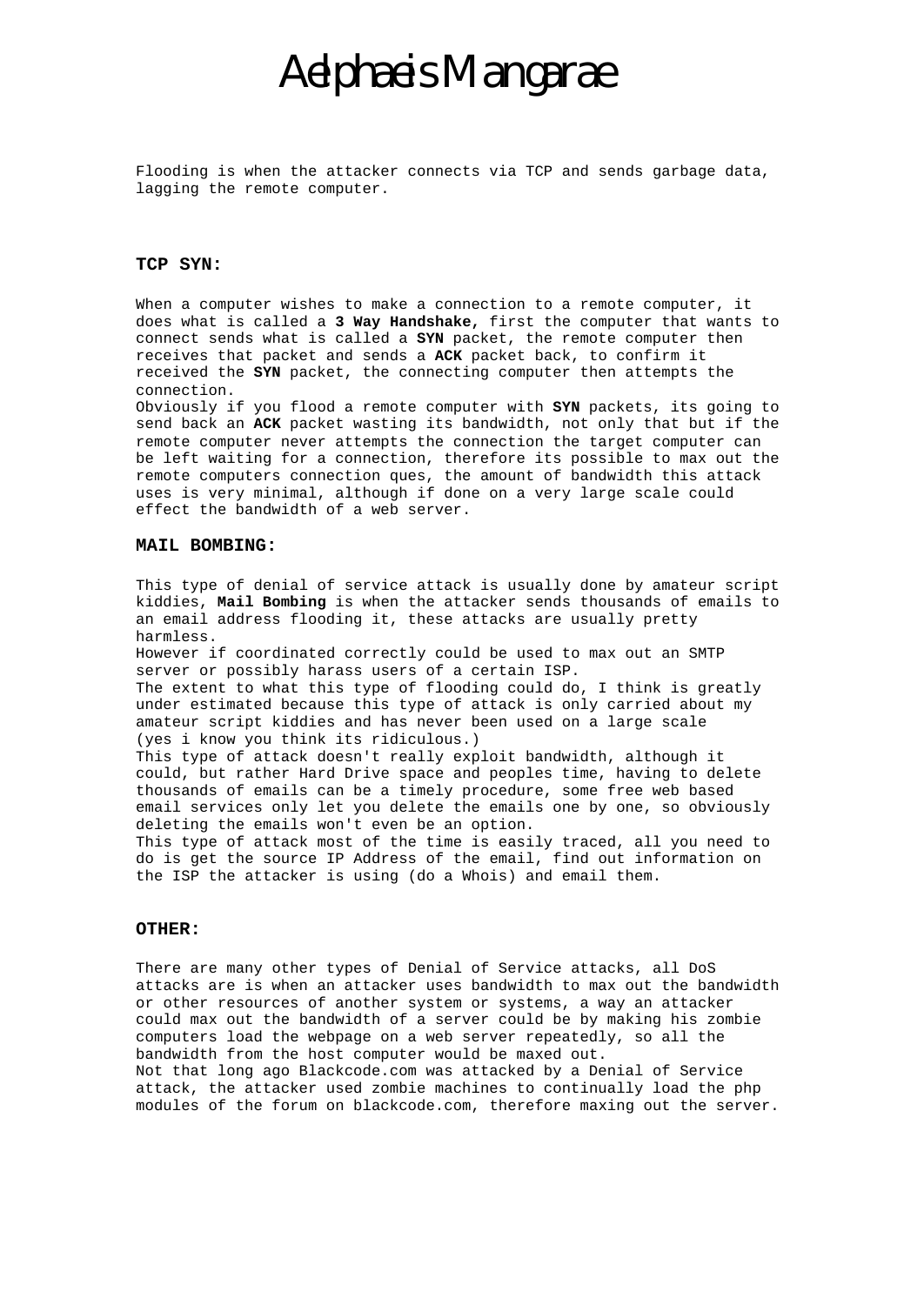Flooding is when the attacker connects via TCP and sends garbage data, lagging the remote computer.

**TCP SYN:**

When a computer wishes to make a connection to a remote computer, it does what is called a **3 Way Handshake,** first the computer that wants to connect sends what is called a **SYN** packet, the remote computer then receives that packet and sends a **ACK** packet back, to confirm it received the **SYN** packet, the connecting computer then attempts the connection.
Obviously if you flood a remote computer with **SYN** packets, its going to send back an **ACK** packet wasting its bandwidth, not only that but if the remote computer never attempts the connection the target computer can be left waiting for a connection, therefore its possible to max out the remote computers connection ques, the amount of bandwidth this attack uses is very minimal, although if done on a very large scale could effect the bandwidth of a web server.

**MAIL BOMBING:**

This type of denial of service attack is usually done by amateur script kiddies, **Mail Bombing** is when the attacker sends thousands of emails to an email address flooding it, these attacks are usually pretty harmless.
However if coordinated correctly could be used to max out an SMTP server or possibly harass users of a certain ISP.
The extent to what this type of flooding could do, I think is greatly under estimated because this type of attack is only carried about my amateur script kiddies and has never been used on a large scale (yes i know you think its ridiculous.)
This type of attack doesn't really exploit bandwidth, although it could, but rather Hard Drive space and peoples time, having to delete thousands of emails can be a timely procedure, some free web based email services only let you delete the emails one by one, so obviously deleting the emails won't even be an option.
This type of attack most of the time is easily traced, all you need to do is get the source IP Address of the email, find out information on the ISP the attacker is using (do a Whois) and email them.

**OTHER:**

There are many other types of Denial of Service attacks, all DoS attacks are is when an attacker uses bandwidth to max out the bandwidth or other resources of another system or systems, a way an attacker could max out the bandwidth of a server could be by making his zombie computers load the webpage on a web server repeatedly, so all the bandwidth from the host computer would be maxed out.
Not that long ago Blackcode.com was attacked by a Denial of Service attack, the attacker used zombie machines to continually load the php modules of the forum on blackcode.com, therefore maxing out the server.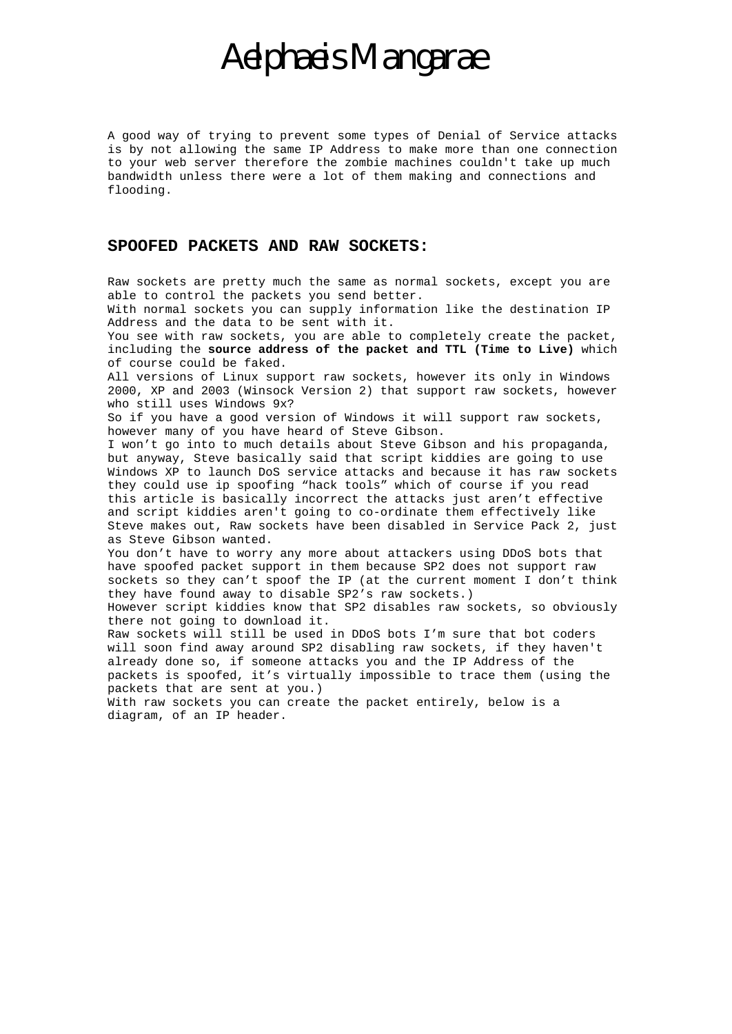A good way of trying to prevent some types of Denial of Service attacks is by not allowing the same IP Address to make more than one connection to your web server therefore the zombie machines couldn't take up much bandwidth unless there were a lot of them making and connections and flooding.

## SPOOFED PACKETS AND RAW SOCKETS:

Raw sockets are pretty much the same as normal sockets, except you are able to control the packets you send better.
With normal sockets you can supply information like the destination IP Address and the data to be sent with it.
You see with raw sockets, you are able to completely create the packet, including the **source address of the packet and TTL (Time to Live)** which of course could be faked.
All versions of Linux support raw sockets, however its only in Windows 2000, XP and 2003 (Winsock Version 2) that support raw sockets, however who still uses Windows 9x?
So if you have a good version of Windows it will support raw sockets, however many of you have heard of Steve Gibson.
I won't go into to much details about Steve Gibson and his propaganda, but anyway, Steve basically said that script kiddies are going to use Windows XP to launch DoS service attacks and because it has raw sockets they could use ip spoofing "hack tools" which of course if you read this article is basically incorrect the attacks just aren't effective and script kiddies aren't going to co-ordinate them effectively like Steve makes out, Raw sockets have been disabled in Service Pack 2, just as Steve Gibson wanted.
You don't have to worry any more about attackers using DDoS bots that have spoofed packet support in them because SP2 does not support raw sockets so they can't spoof the IP (at the current moment I don't think they have found away to disable SP2's raw sockets.)
However script kiddies know that SP2 disables raw sockets, so obviously there not going to download it.
Raw sockets will still be used in DDoS bots I'm sure that bot coders will soon find away around SP2 disabling raw sockets, if they haven't already done so, if someone attacks you and the IP Address of the packets is spoofed, it's virtually impossible to trace them (using the packets that are sent at you.)
With raw sockets you can create the packet entirely, below is a diagram, of an IP header.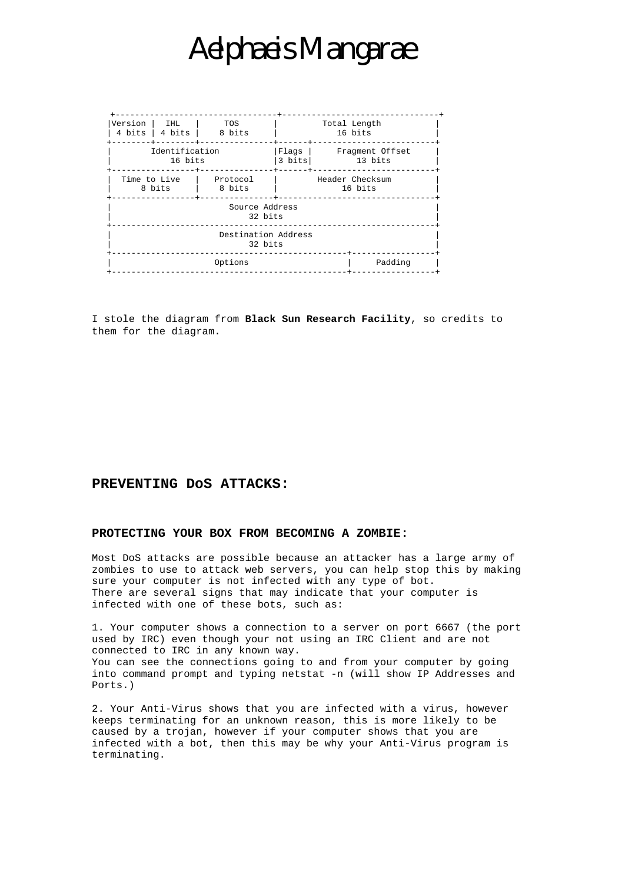# Aelphaeis Mangarae

```
 +---------------------------------+-------------------------------+
 |Version |  IHL   |     TOS       |         Total Length          |
 | 4 bits | 4 bits |    8 bits     |           16 bits             |
 +--------+--------+---------------+------+------------------------+
 |        Identification           |Flags |    Fragment Offset     |
 |            16 bits              |3 bits|        13 bits         |
 +-----------------+---------------+------+------------------------+
 |  Time to Live   |   Protocol    |        Header Checksum        |
 |     8 bits      |    8 bits     |           16 bits             |
 +-----------------+---------------+-------------------------------+
 |                          Source Address                         |
 |                             32 bits                             |
 +-----------------------------------------------------------------+
 |                        Destination Address                      |
 |                             32 bits                             |
 +-----------------------------------------------+-----------------+
 |                    Options                    |     Padding     |
 +-----------------------------------------------+-----------------+
```

I stole the diagram from **Black Sun Research Facility**, so credits to them for the diagram.

## PREVENTING DoS ATTACKS:

### PROTECTING YOUR BOX FROM BECOMING A ZOMBIE:

Most DoS attacks are possible because an attacker has a large army of zombies to use to attack web servers, you can help stop this by making sure your computer is not infected with any type of bot.
There are several signs that may indicate that your computer is infected with one of these bots, such as:

1. Your computer shows a connection to a server on port 6667 (the port used by IRC) even though your not using an IRC Client and are not connected to IRC in any known way.
You can see the connections going to and from your computer by going into command prompt and typing netstat -n (will show IP Addresses and Ports.)

2. Your Anti-Virus shows that you are infected with a virus, however keeps terminating for an unknown reason, this is more likely to be caused by a trojan, however if your computer shows that you are infected with a bot, then this may be why your Anti-Virus program is terminating.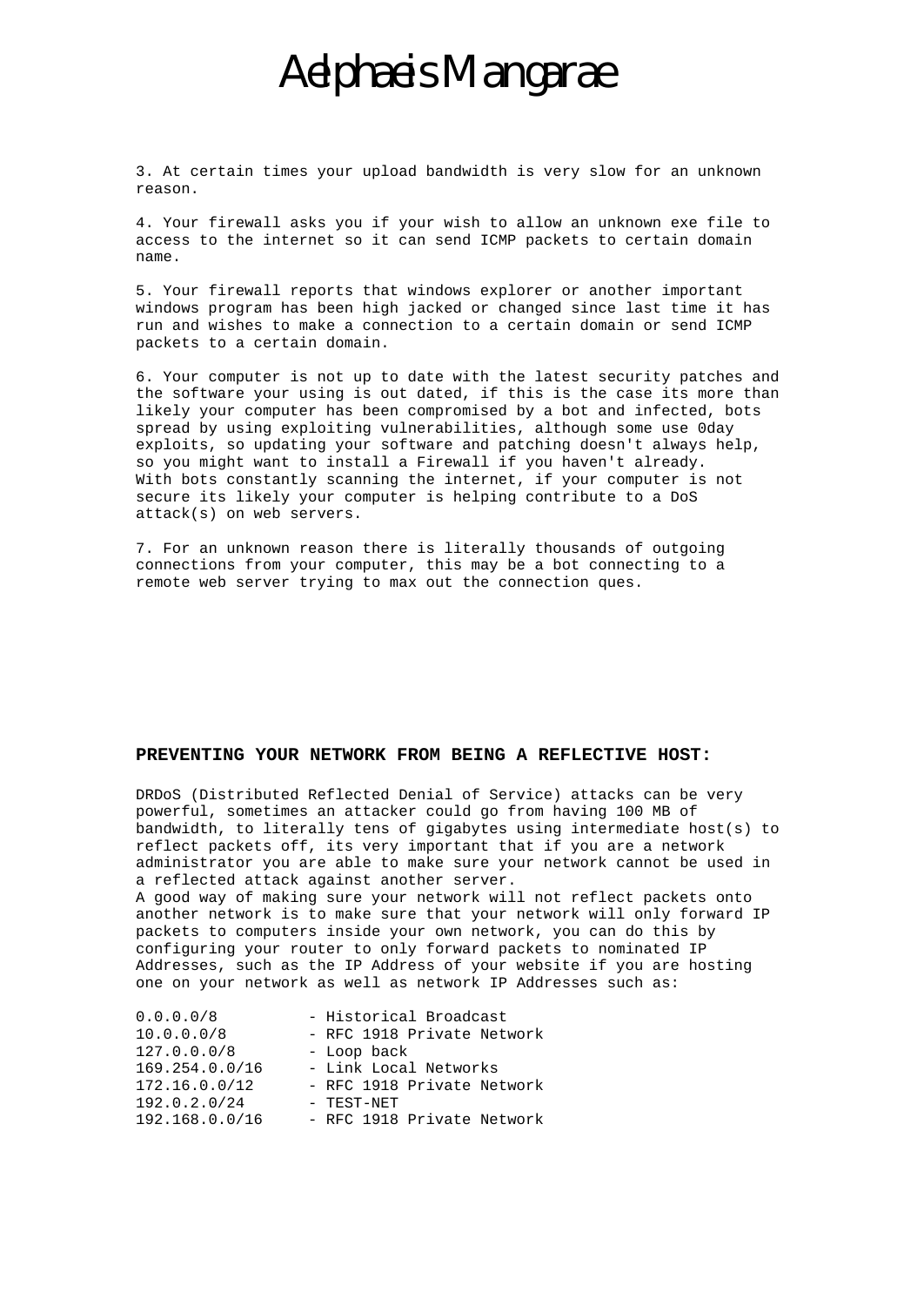3. At certain times your upload bandwidth is very slow for an unknown reason.

4. Your firewall asks you if your wish to allow an unknown exe file to access to the internet so it can send ICMP packets to certain domain name.

5. Your firewall reports that windows explorer or another important windows program has been high jacked or changed since last time it has run and wishes to make a connection to a certain domain or send ICMP packets to a certain domain.

6. Your computer is not up to date with the latest security patches and the software your using is out dated, if this is the case its more than likely your computer has been compromised by a bot and infected, bots spread by using exploiting vulnerabilities, although some use 0day exploits, so updating your software and patching doesn't always help, so you might want to install a Firewall if you haven't already.
With bots constantly scanning the internet, if your computer is not secure its likely your computer is helping contribute to a DoS attack(s) on web servers.

7. For an unknown reason there is literally thousands of outgoing connections from your computer, this may be a bot connecting to a remote web server trying to max out the connection ques.

## PREVENTING YOUR NETWORK FROM BEING A REFLECTIVE HOST:

DRDoS (Distributed Reflected Denial of Service) attacks can be very powerful, sometimes an attacker could go from having 100 MB of bandwidth, to literally tens of gigabytes using intermediate host(s) to reflect packets off, its very important that if you are a network administrator you are able to make sure your network cannot be used in a reflected attack against another server.
A good way of making sure your network will not reflect packets onto another network is to make sure that your network will only forward IP packets to computers inside your own network, you can do this by configuring your router to only forward packets to nominated IP Addresses, such as the IP Address of your website if you are hosting one on your network as well as network IP Addresses such as:

```
0.0.0.0/8          - Historical Broadcast
10.0.0.0/8         - RFC 1918 Private Network
127.0.0.0/8        - Loop back
169.254.0.0/16     - Link Local Networks
172.16.0.0/12      - RFC 1918 Private Network
192.0.2.0/24       - TEST-NET
192.168.0.0/16     - RFC 1918 Private Network
```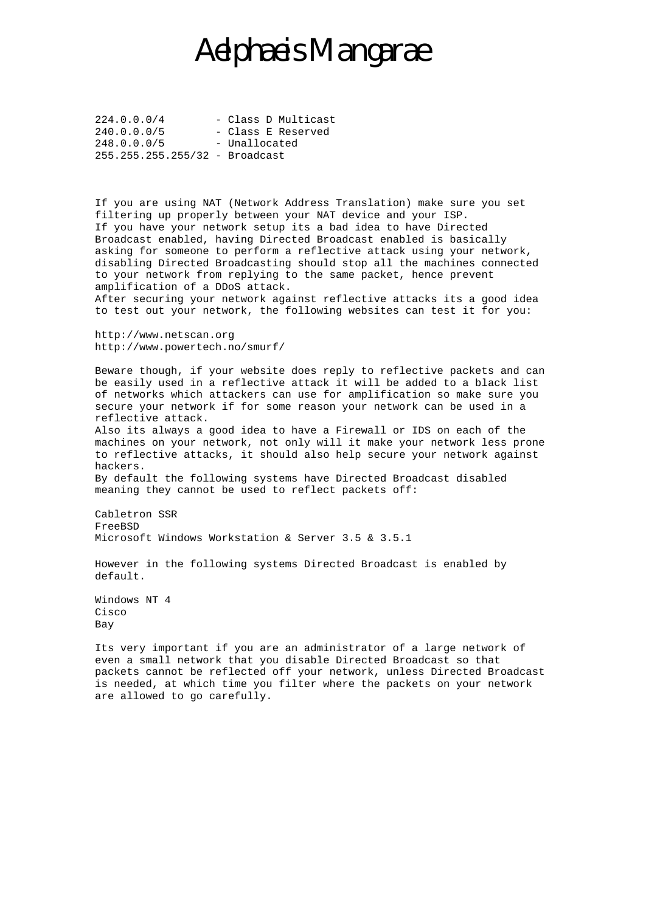```
224.0.0.0/4        - Class D Multicast
240.0.0.0/5        - Class E Reserved
248.0.0.0/5        - Unallocated
255.255.255.255/32 - Broadcast
```

If you are using NAT (Network Address Translation) make sure you set filtering up properly between your NAT device and your ISP.
If you have your network setup its a bad idea to have Directed Broadcast enabled, having Directed Broadcast enabled is basically asking for someone to perform a reflective attack using your network, disabling Directed Broadcasting should stop all the machines connected to your network from replying to the same packet, hence prevent amplification of a DDoS attack.
After securing your network against reflective attacks its a good idea to test out your network, the following websites can test it for you:

http://www.netscan.org
http://www.powertech.no/smurf/

Beware though, if your website does reply to reflective packets and can be easily used in a reflective attack it will be added to a black list of networks which attackers can use for amplification so make sure you secure your network if for some reason your network can be used in a reflective attack.
Also its always a good idea to have a Firewall or IDS on each of the machines on your network, not only will it make your network less prone to reflective attacks, it should also help secure your network against hackers.
By default the following systems have Directed Broadcast disabled meaning they cannot be used to reflect packets off:

Cabletron SSR
FreeBSD
Microsoft Windows Workstation & Server 3.5 & 3.5.1

However in the following systems Directed Broadcast is enabled by default.

Windows NT 4
Cisco
Bay

Its very important if you are an administrator of a large network of even a small network that you disable Directed Broadcast so that packets cannot be reflected off your network, unless Directed Broadcast is needed, at which time you filter where the packets on your network are allowed to go carefully.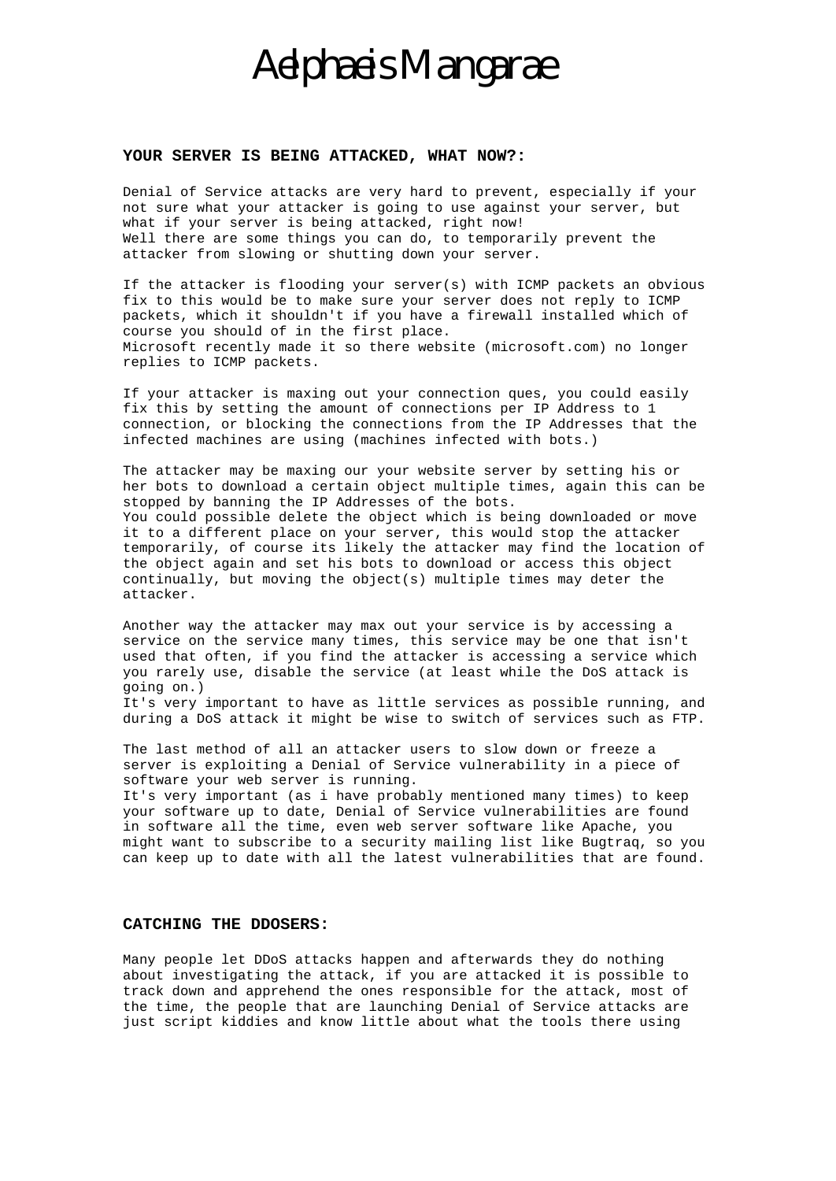# Aelphaeis Mangarae

**YOUR SERVER IS BEING ATTACKED, WHAT NOW?:**

Denial of Service attacks are very hard to prevent, especially if your not sure what your attacker is going to use against your server, but what if your server is being attacked, right now!
Well there are some things you can do, to temporarily prevent the attacker from slowing or shutting down your server.

If the attacker is flooding your server(s) with ICMP packets an obvious fix to this would be to make sure your server does not reply to ICMP packets, which it shouldn't if you have a firewall installed which of course you should of in the first place.
Microsoft recently made it so there website (microsoft.com) no longer replies to ICMP packets.

If your attacker is maxing out your connection ques, you could easily fix this by setting the amount of connections per IP Address to 1 connection, or blocking the connections from the IP Addresses that the infected machines are using (machines infected with bots.)

The attacker may be maxing our your website server by setting his or her bots to download a certain object multiple times, again this can be stopped by banning the IP Addresses of the bots.
You could possible delete the object which is being downloaded or move it to a different place on your server, this would stop the attacker temporarily, of course its likely the attacker may find the location of the object again and set his bots to download or access this object continually, but moving the object(s) multiple times may deter the attacker.

Another way the attacker may max out your service is by accessing a service on the service many times, this service may be one that isn't used that often, if you find the attacker is accessing a service which you rarely use, disable the service (at least while the DoS attack is going on.)
It's very important to have as little services as possible running, and during a DoS attack it might be wise to switch of services such as FTP.

The last method of all an attacker users to slow down or freeze a server is exploiting a Denial of Service vulnerability in a piece of software your web server is running.
It's very important (as i have probably mentioned many times) to keep your software up to date, Denial of Service vulnerabilities are found in software all the time, even web server software like Apache, you might want to subscribe to a security mailing list like Bugtraq, so you can keep up to date with all the latest vulnerabilities that are found.

**CATCHING THE DDOSERS:**

Many people let DDoS attacks happen and afterwards they do nothing about investigating the attack, if you are attacked it is possible to track down and apprehend the ones responsible for the attack, most of the time, the people that are launching Denial of Service attacks are just script kiddies and know little about what the tools there using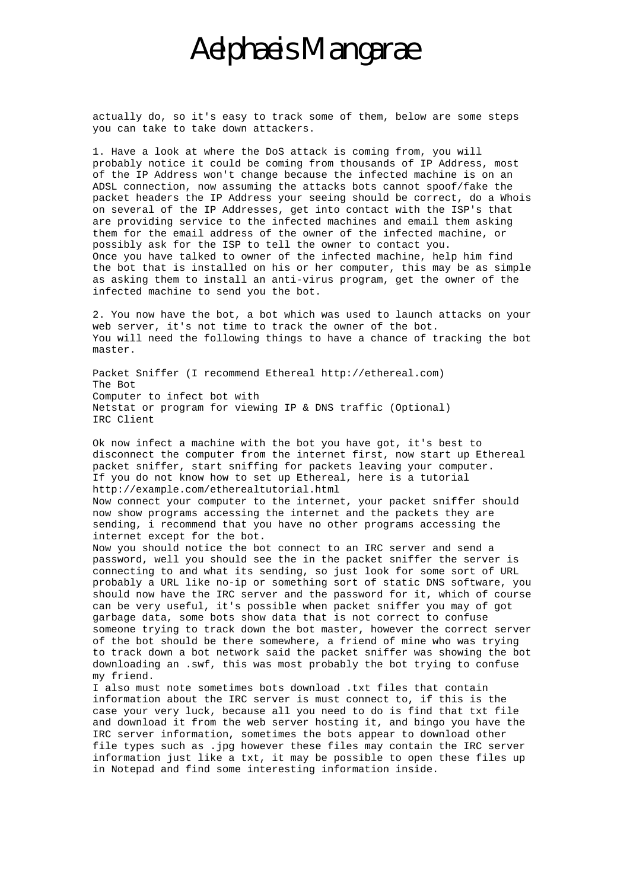actually do, so it's easy to track some of them, below are some steps you can take to take down attackers.

1. Have a look at where the DoS attack is coming from, you will probably notice it could be coming from thousands of IP Address, most of the IP Address won't change because the infected machine is on an ADSL connection, now assuming the attacks bots cannot spoof/fake the packet headers the IP Address your seeing should be correct, do a Whois on several of the IP Addresses, get into contact with the ISP's that are providing service to the infected machines and email them asking them for the email address of the owner of the infected machine, or possibly ask for the ISP to tell the owner to contact you.
Once you have talked to owner of the infected machine, help him find the bot that is installed on his or her computer, this may be as simple as asking them to install an anti-virus program, get the owner of the infected machine to send you the bot.

2. You now have the bot, a bot which was used to launch attacks on your web server, it's not time to track the owner of the bot.
You will need the following things to have a chance of tracking the bot master.

Packet Sniffer (I recommend Ethereal http://ethereal.com)
The Bot
Computer to infect bot with
Netstat or program for viewing IP & DNS traffic (Optional)
IRC Client

Ok now infect a machine with the bot you have got, it's best to disconnect the computer from the internet first, now start up Ethereal packet sniffer, start sniffing for packets leaving your computer.
If you do not know how to set up Ethereal, here is a tutorial http://example.com/etherealtutorial.html
Now connect your computer to the internet, your packet sniffer should now show programs accessing the internet and the packets they are sending, i recommend that you have no other programs accessing the internet except for the bot.
Now you should notice the bot connect to an IRC server and send a password, well you should see the in the packet sniffer the server is connecting to and what its sending, so just look for some sort of URL probably a URL like no-ip or something sort of static DNS software, you should now have the IRC server and the password for it, which of course can be very useful, it's possible when packet sniffer you may of got garbage data, some bots show data that is not correct to confuse someone trying to track down the bot master, however the correct server of the bot should be there somewhere, a friend of mine who was trying to track down a bot network said the packet sniffer was showing the bot downloading an .swf, this was most probably the bot trying to confuse my friend.
I also must note sometimes bots download .txt files that contain information about the IRC server is must connect to, if this is the case your very luck, because all you need to do is find that txt file and download it from the web server hosting it, and bingo you have the IRC server information, sometimes the bots appear to download other file types such as .jpg however these files may contain the IRC server information just like a txt, it may be possible to open these files up in Notepad and find some interesting information inside.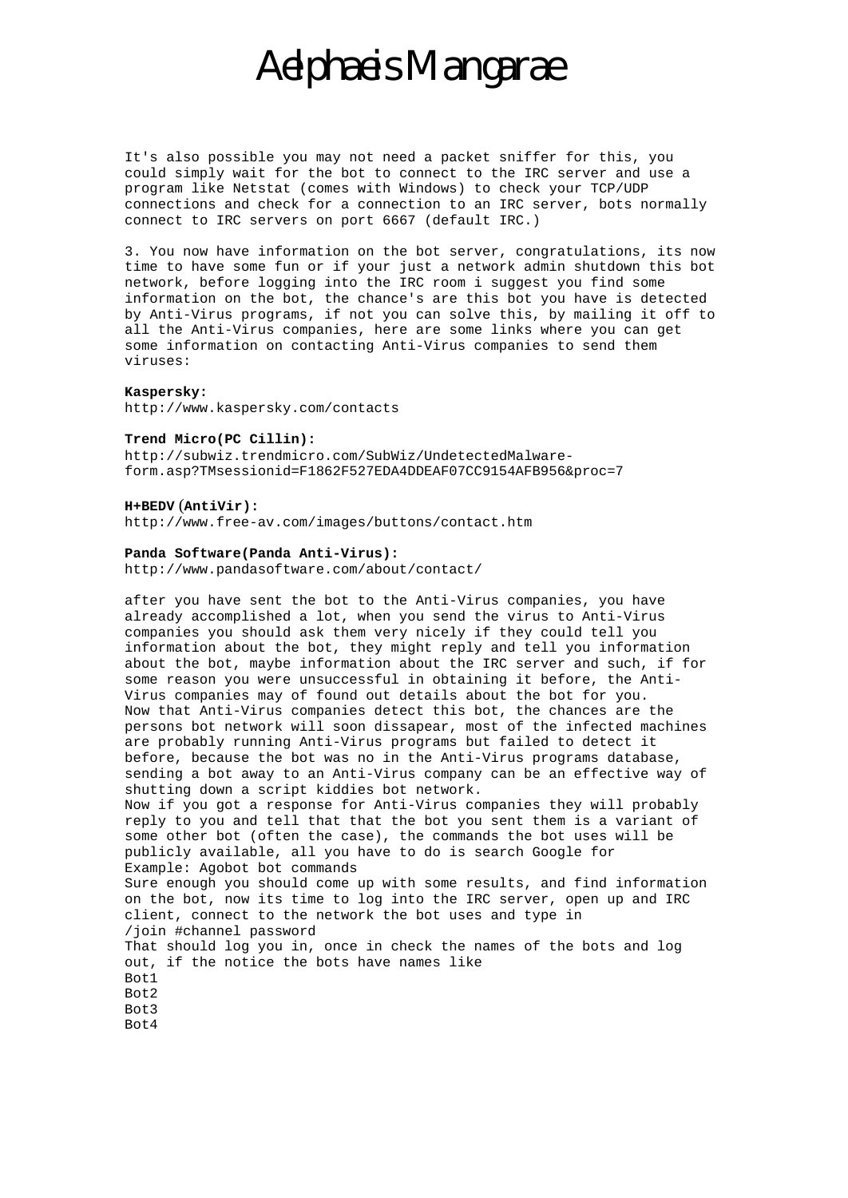It's also possible you may not need a packet sniffer for this, you could simply wait for the bot to connect to the IRC server and use a program like Netstat (comes with Windows) to check your TCP/UDP connections and check for a connection to an IRC server, bots normally connect to IRC servers on port 6667 (default IRC.)

3. You now have information on the bot server, congratulations, its now time to have some fun or if your just a network admin shutdown this bot network, before logging into the IRC room i suggest you find some information on the bot, the chance's are this bot you have is detected by Anti-Virus programs, if not you can solve this, by mailing it off to all the Anti-Virus companies, here are some links where you can get some information on contacting Anti-Virus companies to send them viruses:

**Kaspersky:**
http://www.kaspersky.com/contacts

**Trend Micro(PC Cillin):**
http://subwiz.trendmicro.com/SubWiz/UndetectedMalware-form.asp?TMsessionid=F1862F527EDA4DDEAF07CC9154AFB956&proc=7

**H+BEDV (AntiVir):**
http://www.free-av.com/images/buttons/contact.htm

**Panda Software(Panda Anti-Virus):**
http://www.pandasoftware.com/about/contact/

after you have sent the bot to the Anti-Virus companies, you have already accomplished a lot, when you send the virus to Anti-Virus companies you should ask them very nicely if they could tell you information about the bot, they might reply and tell you information about the bot, maybe information about the IRC server and such, if for some reason you were unsuccessful in obtaining it before, the Anti-Virus companies may of found out details about the bot for you.
Now that Anti-Virus companies detect this bot, the chances are the persons bot network will soon dissapear, most of the infected machines are probably running Anti-Virus programs but failed to detect it before, because the bot was no in the Anti-Virus programs database, sending a bot away to an Anti-Virus company can be an effective way of shutting down a script kiddies bot network.
Now if you got a response for Anti-Virus companies they will probably reply to you and tell that that the bot you sent them is a variant of some other bot (often the case), the commands the bot uses will be publicly available, all you have to do is search Google for
Example: Agobot bot commands
Sure enough you should come up with some results, and find information on the bot, now its time to log into the IRC server, open up and IRC client, connect to the network the bot uses and type in
/join #channel password
That should log you in, once in check the names of the bots and log out, if the notice the bots have names like
Bot1
Bot2
Bot3
Bot4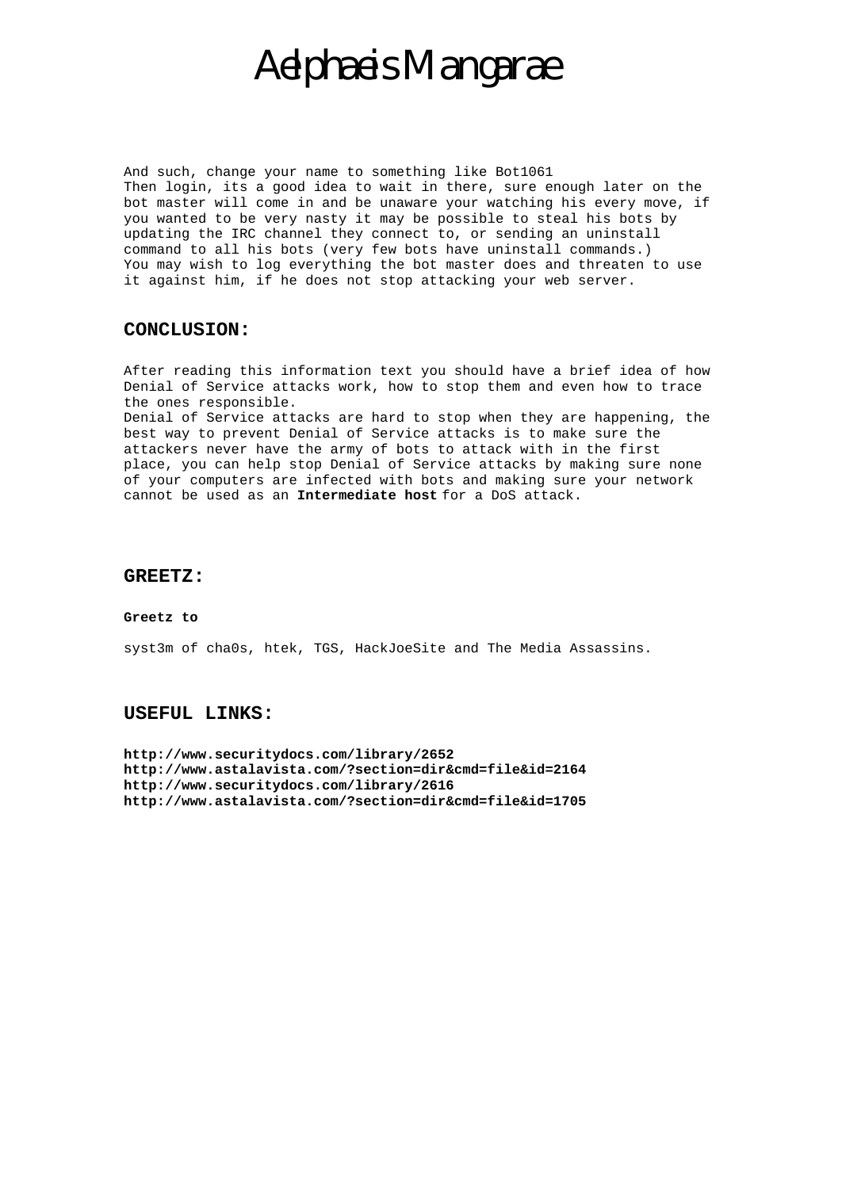And such, change your name to something like Bot1061
Then login, its a good idea to wait in there, sure enough later on the bot master will come in and be unaware your watching his every move, if you wanted to be very nasty it may be possible to steal his bots by updating the IRC channel they connect to, or sending an uninstall command to all his bots (very few bots have uninstall commands.)
You may wish to log everything the bot master does and threaten to use it against him, if he does not stop attacking your web server.

## CONCLUSION:

After reading this information text you should have a brief idea of how Denial of Service attacks work, how to stop them and even how to trace the ones responsible.
Denial of Service attacks are hard to stop when they are happening, the best way to prevent Denial of Service attacks is to make sure the attackers never have the army of bots to attack with in the first place, you can help stop Denial of Service attacks by making sure none of your computers are infected with bots and making sure your network cannot be used as an **Intermediate host** for a DoS attack.

## GREETZ:

**Greetz to**

syst3m of cha0s, htek, TGS, HackJoeSite and The Media Assassins.

## USEFUL LINKS:

**http://www.securitydocs.com/library/2652**
**http://www.astalavista.com/?section=dir&cmd=file&id=2164**
**http://www.securitydocs.com/library/2616**
**http://www.astalavista.com/?section=dir&cmd=file&id=1705**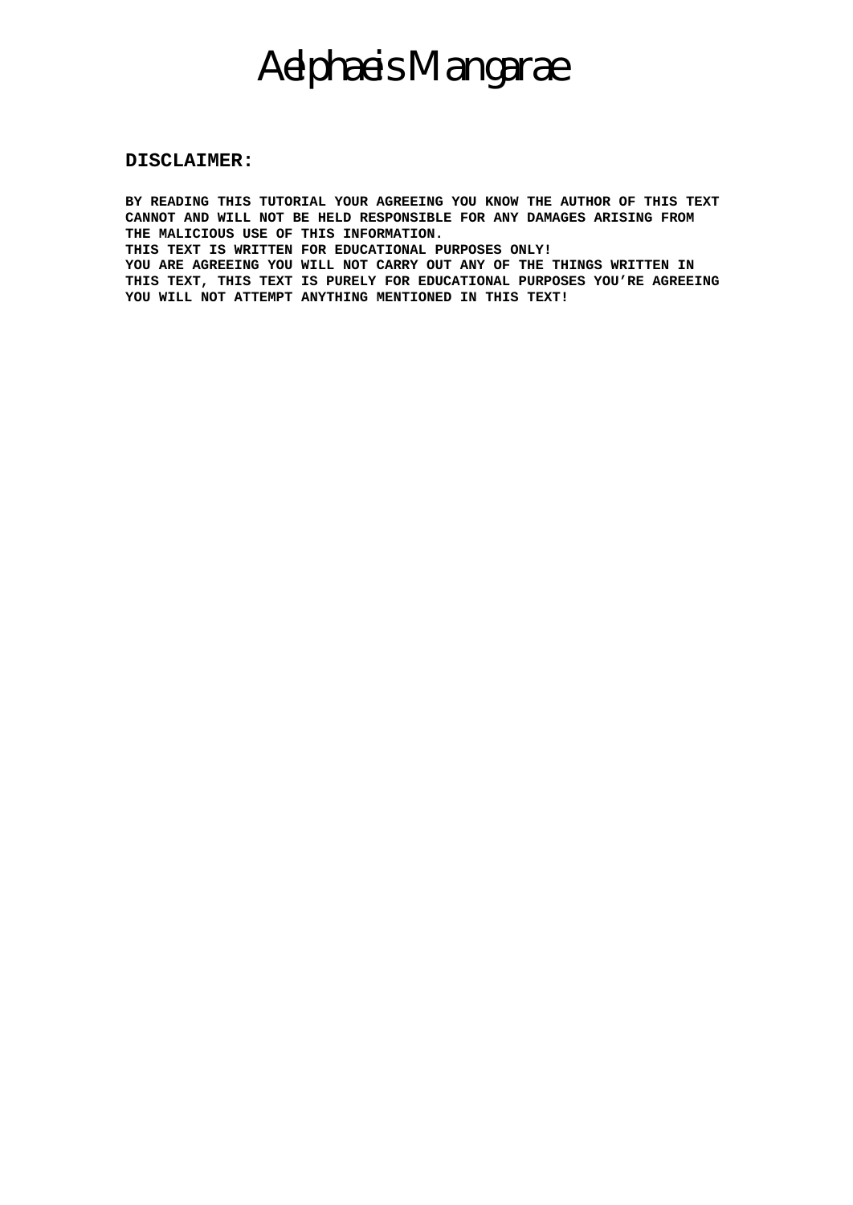# Aelphaeis Mangarae

**DISCLAIMER:**

**BY READING THIS TUTORIAL YOUR AGREEING YOU KNOW THE AUTHOR OF THIS TEXT CANNOT AND WILL NOT BE HELD RESPONSIBLE FOR ANY DAMAGES ARISING FROM THE MALICIOUS USE OF THIS INFORMATION.**
**THIS TEXT IS WRITTEN FOR EDUCATIONAL PURPOSES ONLY!**
**YOU ARE AGREEING YOU WILL NOT CARRY OUT ANY OF THE THINGS WRITTEN IN THIS TEXT, THIS TEXT IS PURELY FOR EDUCATIONAL PURPOSES YOU'RE AGREEING YOU WILL NOT ATTEMPT ANYTHING MENTIONED IN THIS TEXT!**